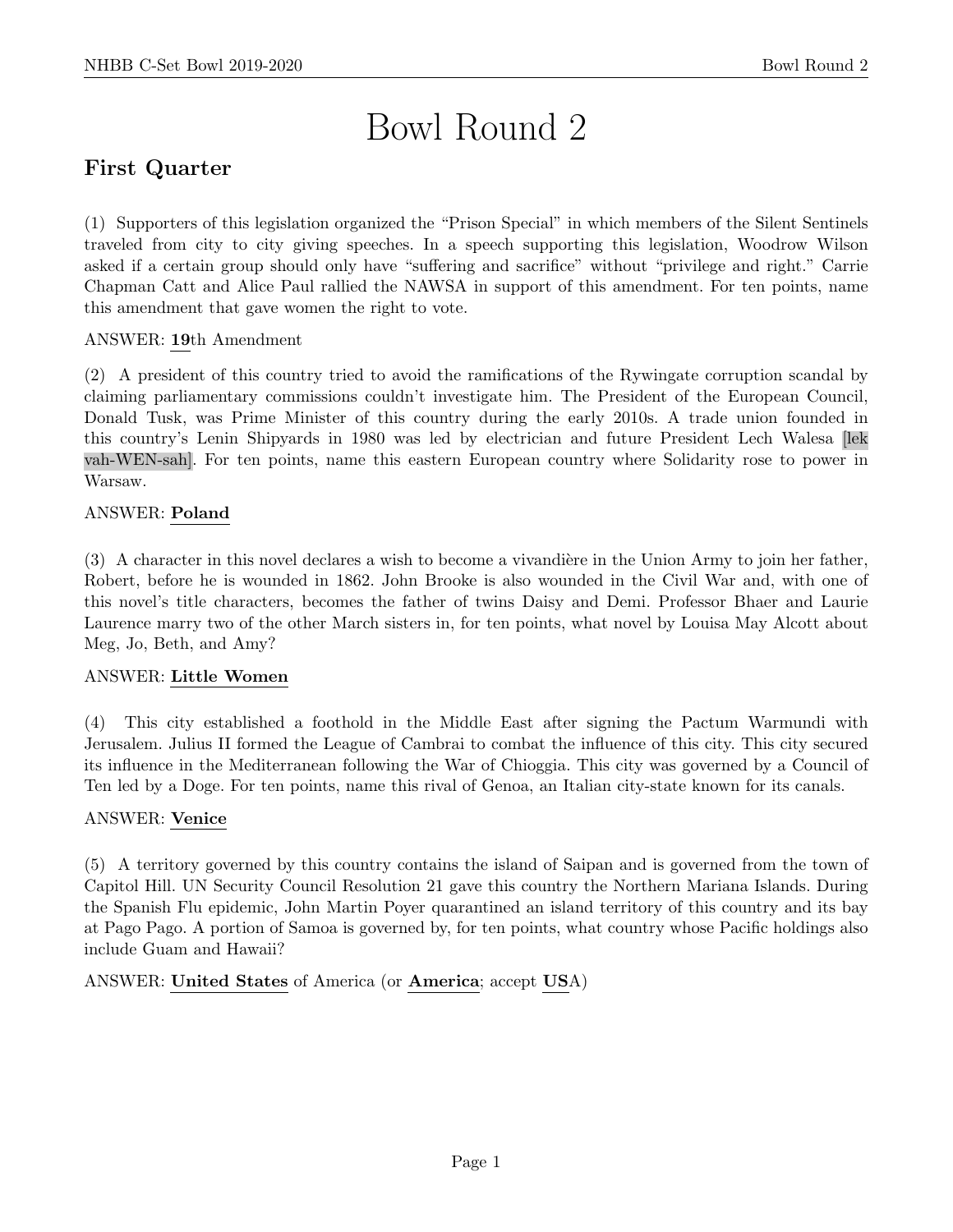# Bowl Round 2

## First Quarter

(1) Supporters of this legislation organized the "Prison Special" in which members of the Silent Sentinels traveled from city to city giving speeches. In a speech supporting this legislation, Woodrow Wilson asked if a certain group should only have "suffering and sacrifice" without "privilege and right." Carrie Chapman Catt and Alice Paul rallied the NAWSA in support of this amendment. For ten points, name this amendment that gave women the right to vote.

ANSWER: **19**th Amendment

(2) A president of this country tried to avoid the ramifications of the Rywingate corruption scandal by claiming parliamentary commissions couldn't investigate him. The President of the European Council, Donald Tusk, was Prime Minister of this country during the early 2010s. A trade union founded in this country's Lenin Shipyards in 1980 was led by electrician and future President Lech Walesa [lek vah-WEN-sah]. For ten points, name this eastern European country where Solidarity rose to power in Warsaw.

ANSWER: **Poland**

(3) A character in this novel declares a wish to become a vivandière in the Union Army to join her father, Robert, before he is wounded in 1862. John Brooke is also wounded in the Civil War and, with one of this novel's title characters, becomes the father of twins Daisy and Demi. Professor Bhaer and Laurie Laurence marry two of the other March sisters in, for ten points, what novel by Louisa May Alcott about Meg, Jo, Beth, and Amy?

ANSWER: **Little Women**

(4) This city established a foothold in the Middle East after signing the Pactum Warmundi with Jerusalem. Julius II formed the League of Cambrai to combat the influence of this city. This city secured its influence in the Mediterranean following the War of Chioggia. This city was governed by a Council of Ten led by a Doge. For ten points, name this rival of Genoa, an Italian city-state known for its canals.

ANSWER: **Venice**

(5) A territory governed by this country contains the island of Saipan and is governed from the town of Capitol Hill. UN Security Council Resolution 21 gave this country the Northern Mariana Islands. During the Spanish Flu epidemic, John Martin Poyer quarantined an island territory of this country and its bay at Pago Pago. A portion of Samoa is governed by, for ten points, what country whose Pacific holdings also include Guam and Hawaii?

ANSWER: **United States** of America (or **America**; accept **US**A)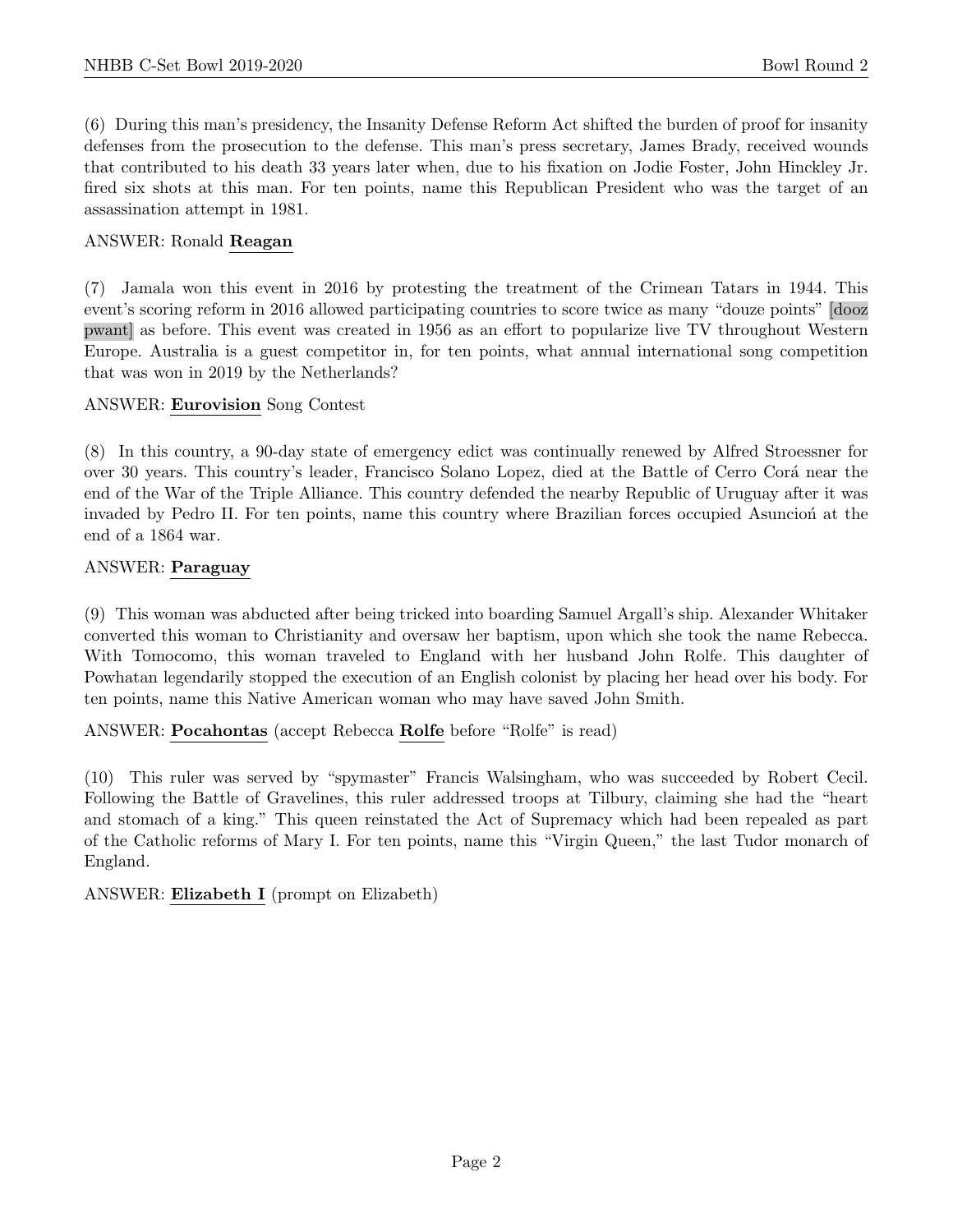(6) During this man's presidency, the Insanity Defense Reform Act shifted the burden of proof for insanity defenses from the prosecution to the defense. This man's press secretary, James Brady, received wounds that contributed to his death 33 years later when, due to his fixation on Jodie Foster, John Hinckley Jr. fired six shots at this man. For ten points, name this Republican President who was the target of an assassination attempt in 1981.

ANSWER: Ronald **Reagan**

(7) Jamala won this event in 2016 by protesting the treatment of the Crimean Tatars in 1944. This event's scoring reform in 2016 allowed participating countries to score twice as many "douze points" [dooz pwant] as before. This event was created in 1956 as an effort to popularize live TV throughout Western Europe. Australia is a guest competitor in, for ten points, what annual international song competition that was won in 2019 by the Netherlands?

ANSWER: **Eurovision** Song Contest

(8) In this country, a 90-day state of emergency edict was continually renewed by Alfred Stroessner for over 30 years. This country's leader, Francisco Solano Lopez, died at the Battle of Cerro Corá near the end of the War of the Triple Alliance. This country defended the nearby Republic of Uruguay after it was invaded by Pedro II. For ten points, name this country where Brazilian forces occupied Asunción at the end of a 1864 war.

ANSWER: **Paraguay**

(9) This woman was abducted after being tricked into boarding Samuel Argall's ship. Alexander Whitaker converted this woman to Christianity and oversaw her baptism, upon which she took the name Rebecca. With Tomocomo, this woman traveled to England with her husband John Rolfe. This daughter of Powhatan legendarily stopped the execution of an English colonist by placing her head over his body. For ten points, name this Native American woman who may have saved John Smith.

ANSWER: **Pocahontas** (accept Rebecca **Rolfe** before "Rolfe" is read)

(10) This ruler was served by "spymaster" Francis Walsingham, who was succeeded by Robert Cecil. Following the Battle of Gravelines, this ruler addressed troops at Tilbury, claiming she had the "heart and stomach of a king." This queen reinstated the Act of Supremacy which had been repealed as part of the Catholic reforms of Mary I. For ten points, name this "Virgin Queen," the last Tudor monarch of England.

ANSWER: **Elizabeth I** (prompt on Elizabeth)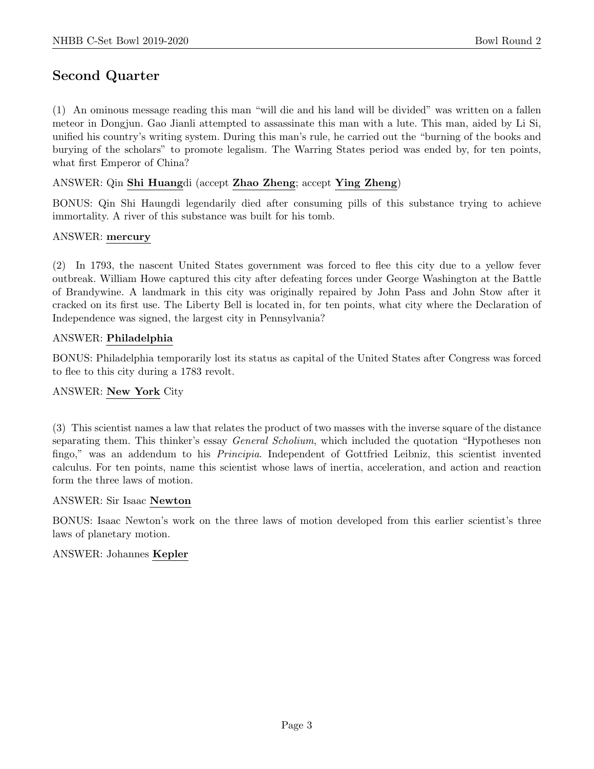## Second Quarter

(1) An ominous message reading this man "will die and his land will be divided" was written on a fallen meteor in Dongjun. Gao Jianli attempted to assassinate this man with a lute. This man, aided by Li Si, unified his country's writing system. During this man's rule, he carried out the "burning of the books and burying of the scholars" to promote legalism. The Warring States period was ended by, for ten points, what first Emperor of China?

ANSWER: Qin **Shi Huang**di (accept **Zhao Zheng**; accept **Ying Zheng**)

BONUS: Qin Shi Haungdi legendarily died after consuming pills of this substance trying to achieve immortality. A river of this substance was built for his tomb.

ANSWER: **mercury**

(2) In 1793, the nascent United States government was forced to flee this city due to a yellow fever outbreak. William Howe captured this city after defeating forces under George Washington at the Battle of Brandywine. A landmark in this city was originally repaired by John Pass and John Stow after it cracked on its first use. The Liberty Bell is located in, for ten points, what city where the Declaration of Independence was signed, the largest city in Pennsylvania?

ANSWER: **Philadelphia**

BONUS: Philadelphia temporarily lost its status as capital of the United States after Congress was forced to flee to this city during a 1783 revolt.

ANSWER: **New York** City

(3) This scientist names a law that relates the product of two masses with the inverse square of the distance separating them. This thinker's essay *General Scholium*, which included the quotation "Hypotheses non fingo," was an addendum to his *Principia*. Independent of Gottfried Leibniz, this scientist invented calculus. For ten points, name this scientist whose laws of inertia, acceleration, and action and reaction form the three laws of motion.

ANSWER: Sir Isaac **Newton**

BONUS: Isaac Newton's work on the three laws of motion developed from this earlier scientist's three laws of planetary motion.

ANSWER: Johannes **Kepler**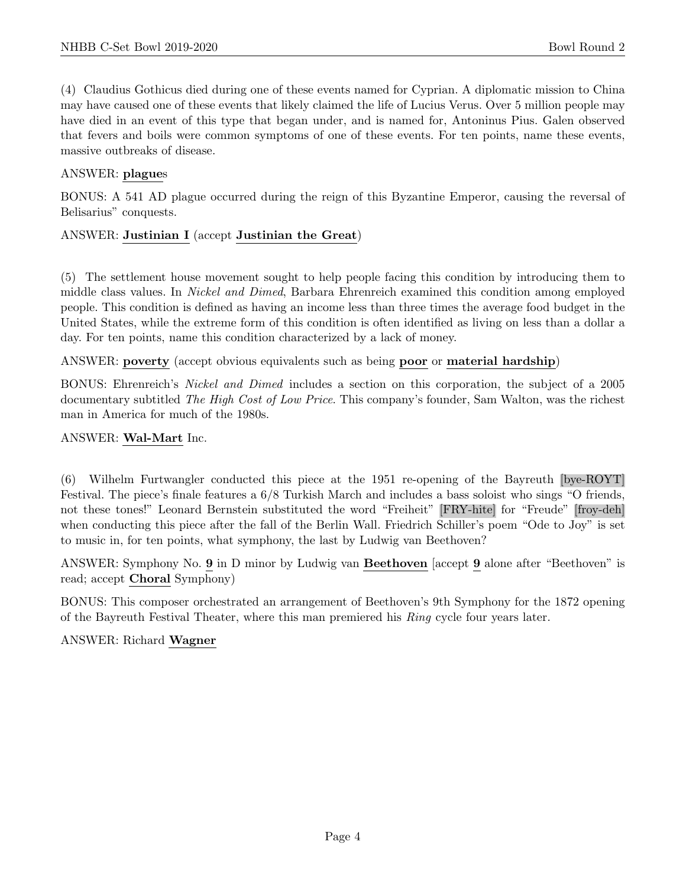(4) Claudius Gothicus died during one of these events named for Cyprian. A diplomatic mission to China may have caused one of these events that likely claimed the life of Lucius Verus. Over 5 million people may have died in an event of this type that began under, and is named for, Antoninus Pius. Galen observed that fevers and boils were common symptoms of one of these events. For ten points, name these events, massive outbreaks of disease.

ANSWER: **plague**s

BONUS: A 541 AD plague occurred during the reign of this Byzantine Emperor, causing the reversal of Belisarius" conquests.

ANSWER: **Justinian I** (accept **Justinian the Great**)

(5) The settlement house movement sought to help people facing this condition by introducing them to middle class values. In *Nickel and Dimed*, Barbara Ehrenreich examined this condition among employed people. This condition is defined as having an income less than three times the average food budget in the United States, while the extreme form of this condition is often identified as living on less than a dollar a day. For ten points, name this condition characterized by a lack of money.

ANSWER: **poverty** (accept obvious equivalents such as being **poor** or **material hardship**)

BONUS: Ehrenreich's *Nickel and Dimed* includes a section on this corporation, the subject of a 2005 documentary subtitled *The High Cost of Low Price*. This company's founder, Sam Walton, was the richest man in America for much of the 1980s.

ANSWER: **Wal-Mart** Inc.

(6) Wilhelm Furtwangler conducted this piece at the 1951 re-opening of the Bayreuth [bye-ROYT] Festival. The piece's finale features a 6/8 Turkish March and includes a bass soloist who sings "O friends, not these tones!" Leonard Bernstein substituted the word "Freiheit" [FRY-hite] for "Freude" [froy-deh] when conducting this piece after the fall of the Berlin Wall. Friedrich Schiller's poem "Ode to Joy" is set to music in, for ten points, what symphony, the last by Ludwig van Beethoven?

ANSWER: Symphony No. **9** in D minor by Ludwig van **Beethoven** [accept **9** alone after "Beethoven" is read; accept **Choral** Symphony)

BONUS: This composer orchestrated an arrangement of Beethoven's 9th Symphony for the 1872 opening of the Bayreuth Festival Theater, where this man premiered his *Ring* cycle four years later.

ANSWER: Richard **Wagner**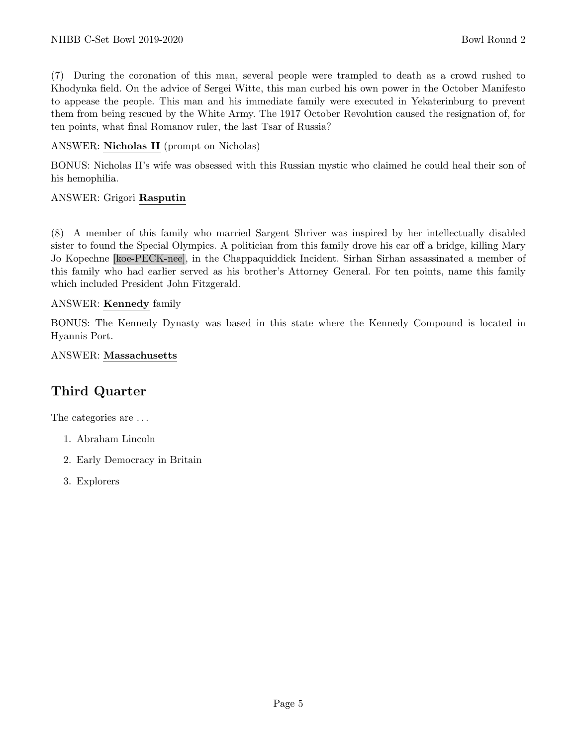(7) During the coronation of this man, several people were trampled to death as a crowd rushed to Khodynka field. On the advice of Sergei Witte, this man curbed his own power in the October Manifesto to appease the people. This man and his immediate family were executed in Yekaterinburg to prevent them from being rescued by the White Army. The 1917 October Revolution caused the resignation of, for ten points, what final Romanov ruler, the last Tsar of Russia?

ANSWER: **Nicholas II** (prompt on Nicholas)

BONUS: Nicholas II's wife was obsessed with this Russian mystic who claimed he could heal their son of his hemophilia.

ANSWER: Grigori **Rasputin**

(8) A member of this family who married Sargent Shriver was inspired by her intellectually disabled sister to found the Special Olympics. A politician from this family drove his car off a bridge, killing Mary Jo Kopechne [koe-PECK-nee], in the Chappaquiddick Incident. Sirhan Sirhan assassinated a member of this family who had earlier served as his brother's Attorney General. For ten points, name this family which included President John Fitzgerald.

ANSWER: **Kennedy** family

BONUS: The Kennedy Dynasty was based in this state where the Kennedy Compound is located in Hyannis Port.

ANSWER: **Massachusetts**

## Third Quarter

The categories are ...

1. Abraham Lincoln
2. Early Democracy in Britain
3. Explorers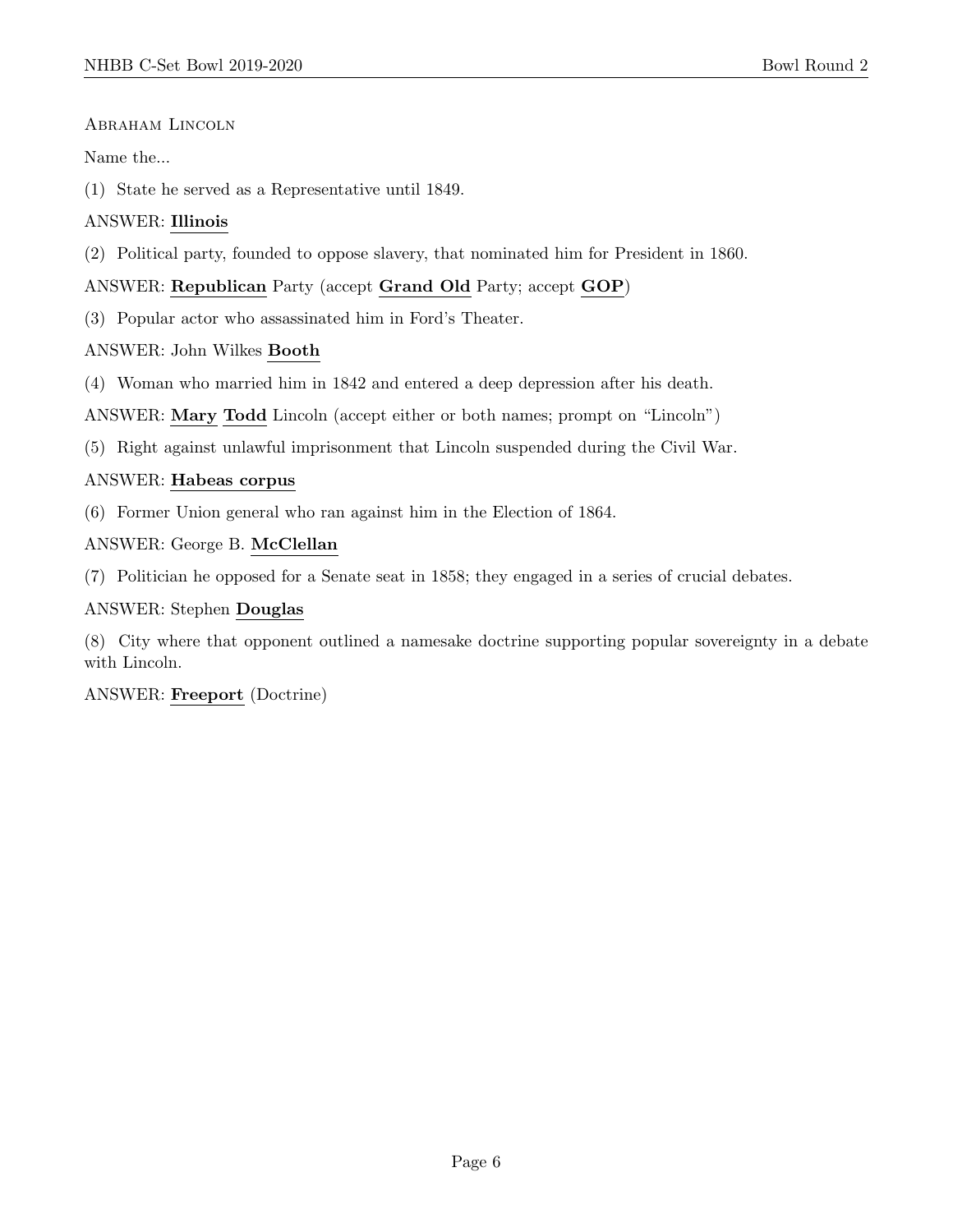Abraham Lincoln

Name the...

(1) State he served as a Representative until 1849.

ANSWER: **Illinois**

(2) Political party, founded to oppose slavery, that nominated him for President in 1860.

ANSWER: **Republican** Party (accept **Grand Old** Party; accept **GOP**)

(3) Popular actor who assassinated him in Ford's Theater.

ANSWER: John Wilkes **Booth**

(4) Woman who married him in 1842 and entered a deep depression after his death.

ANSWER: **Mary** **Todd** Lincoln (accept either or both names; prompt on "Lincoln")

(5) Right against unlawful imprisonment that Lincoln suspended during the Civil War.

ANSWER: **Habeas corpus**

(6) Former Union general who ran against him in the Election of 1864.

ANSWER: George B. **McClellan**

(7) Politician he opposed for a Senate seat in 1858; they engaged in a series of crucial debates.

ANSWER: Stephen **Douglas**

(8) City where that opponent outlined a namesake doctrine supporting popular sovereignty in a debate with Lincoln.

ANSWER: **Freeport** (Doctrine)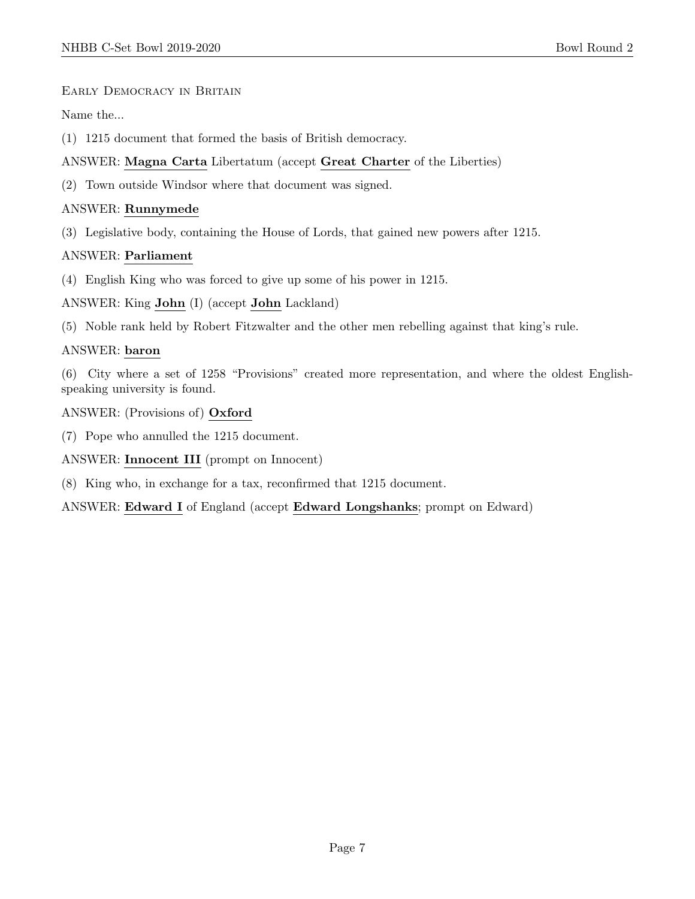Early Democracy in Britain

Name the...

(1) 1215 document that formed the basis of British democracy.

ANSWER: **Magna Carta** Libertatum (accept **Great Charter** of the Liberties)

(2) Town outside Windsor where that document was signed.

ANSWER: **Runnymede**

(3) Legislative body, containing the House of Lords, that gained new powers after 1215.

ANSWER: **Parliament**

(4) English King who was forced to give up some of his power in 1215.

ANSWER: King **John** (I) (accept **John** Lackland)

(5) Noble rank held by Robert Fitzwalter and the other men rebelling against that king's rule.

ANSWER: **baron**

(6) City where a set of 1258 "Provisions" created more representation, and where the oldest English-speaking university is found.

ANSWER: (Provisions of) **Oxford**

(7) Pope who annulled the 1215 document.

ANSWER: **Innocent III** (prompt on Innocent)

(8) King who, in exchange for a tax, reconfirmed that 1215 document.

ANSWER: **Edward I** of England (accept **Edward Longshanks**; prompt on Edward)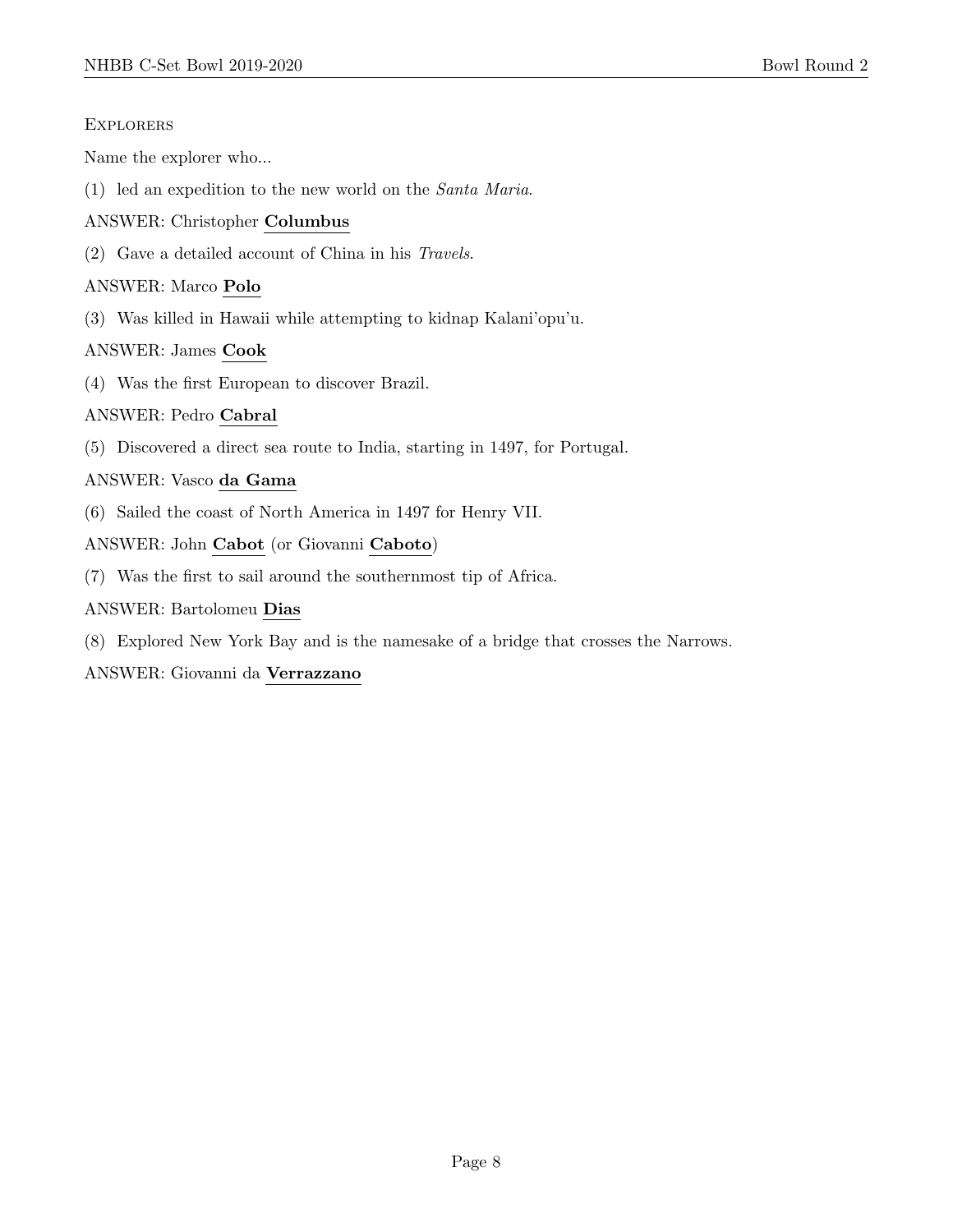### Explorers

Name the explorer who...

(1) led an expedition to the new world on the *Santa Maria*.

ANSWER: Christopher **Columbus**

(2) Gave a detailed account of China in his *Travels*.

ANSWER: Marco **Polo**

(3) Was killed in Hawaii while attempting to kidnap Kalani'opu'u.

ANSWER: James **Cook**

(4) Was the first European to discover Brazil.

ANSWER: Pedro **Cabral**

(5) Discovered a direct sea route to India, starting in 1497, for Portugal.

ANSWER: Vasco **da Gama**

(6) Sailed the coast of North America in 1497 for Henry VII.

ANSWER: John **Cabot** (or Giovanni **Caboto**)

(7) Was the first to sail around the southernmost tip of Africa.

ANSWER: Bartolomeu **Dias**

(8) Explored New York Bay and is the namesake of a bridge that crosses the Narrows.

ANSWER: Giovanni da **Verrazzano**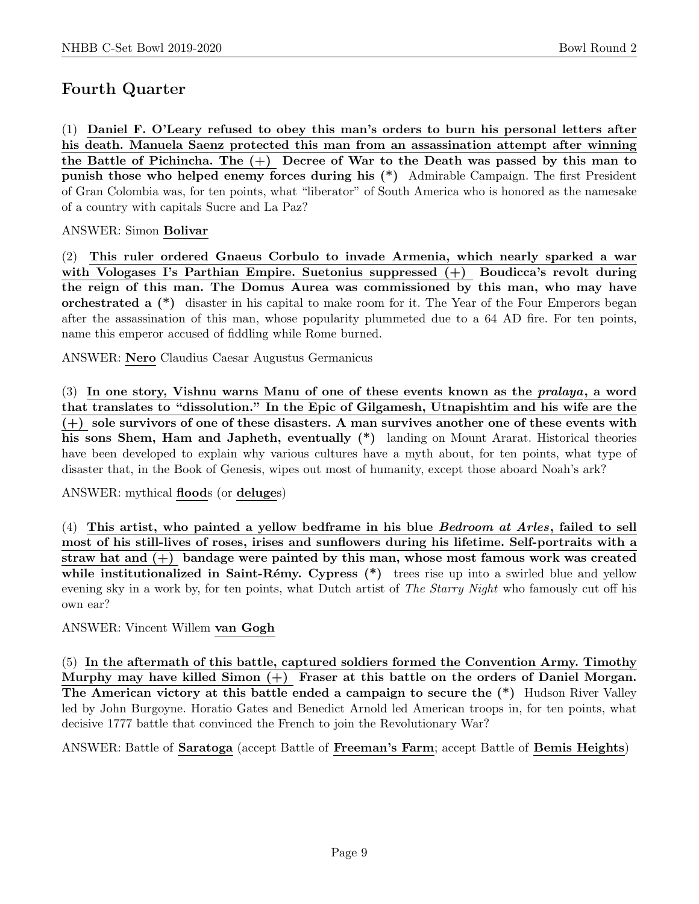## Fourth Quarter

(1) **Daniel F. O'Leary refused to obey this man's orders to burn his personal letters after his death. Manuela Saenz protected this man from an assassination attempt after winning the Battle of Pichincha. The (+) Decree of War to the Death was passed by this man to punish those who helped enemy forces during his (*)** Admirable Campaign. The first President of Gran Colombia was, for ten points, what "liberator" of South America who is honored as the namesake of a country with capitals Sucre and La Paz?

ANSWER: Simon **Bolivar**

(2) **This ruler ordered Gnaeus Corbulo to invade Armenia, which nearly sparked a war with Vologases I's Parthian Empire. Suetonius suppressed (+) Boudicca's revolt during the reign of this man. The Domus Aurea was commissioned by this man, who may have orchestrated a (*)** disaster in his capital to make room for it. The Year of the Four Emperors began after the assassination of this man, whose popularity plummeted due to a 64 AD fire. For ten points, name this emperor accused of fiddling while Rome burned.

ANSWER: **Nero** Claudius Caesar Augustus Germanicus

(3) **In one story, Vishnu warns Manu of one of these events known as the *pralaya*, a word that translates to "dissolution." In the Epic of Gilgamesh, Utnapishtim and his wife are the (+) sole survivors of one of these disasters. A man survives another one of these events with his sons Shem, Ham and Japheth, eventually (*)** landing on Mount Ararat. Historical theories have been developed to explain why various cultures have a myth about, for ten points, what type of disaster that, in the Book of Genesis, wipes out most of humanity, except those aboard Noah's ark?

ANSWER: mythical **flood**s (or **deluge**s)

(4) **This artist, who painted a yellow bedframe in his blue *Bedroom at Arles*, failed to sell most of his still-lives of roses, irises and sunflowers during his lifetime. Self-portraits with a straw hat and (+) bandage were painted by this man, whose most famous work was created while institutionalized in Saint-Rémy. Cypress (*)** trees rise up into a swirled blue and yellow evening sky in a work by, for ten points, what Dutch artist of *The Starry Night* who famously cut off his own ear?

ANSWER: Vincent Willem **van Gogh**

(5) **In the aftermath of this battle, captured soldiers formed the Convention Army. Timothy Murphy may have killed Simon (+) Fraser at this battle on the orders of Daniel Morgan. The American victory at this battle ended a campaign to secure the (*)** Hudson River Valley led by John Burgoyne. Horatio Gates and Benedict Arnold led American troops in, for ten points, what decisive 1777 battle that convinced the French to join the Revolutionary War?

ANSWER: Battle of **Saratoga** (accept Battle of **Freeman's Farm**; accept Battle of **Bemis Heights**)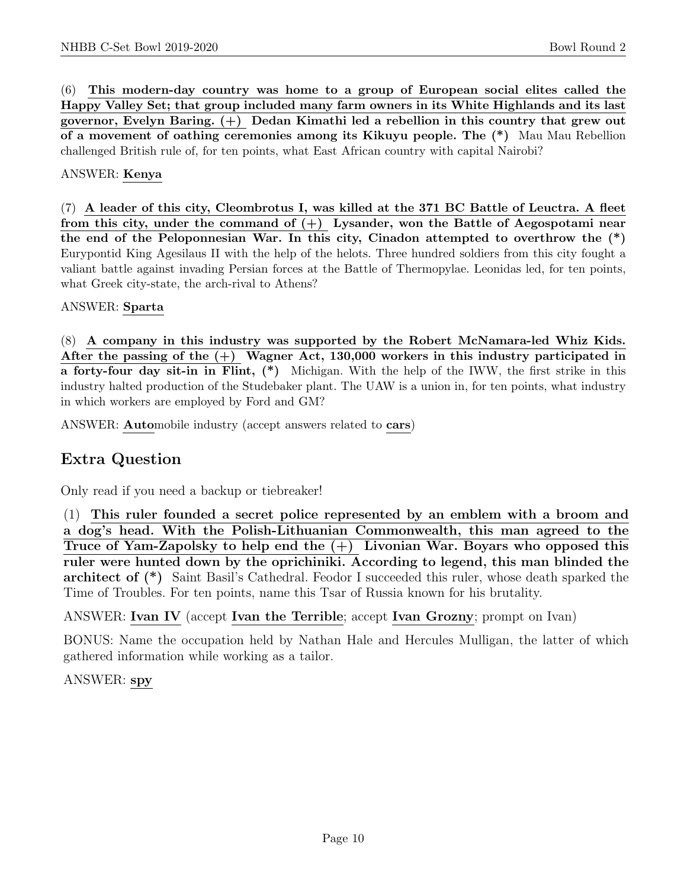(6) **This modern-day country was home to a group of European social elites called the Happy Valley Set; that group included many farm owners in its White Highlands and its last governor, Evelyn Baring. (+) Dedan Kimathi led a rebellion in this country that grew out of a movement of oathing ceremonies among its Kikuyu people. The (*)** Mau Mau Rebellion challenged British rule of, for ten points, what East African country with capital Nairobi?

ANSWER: **Kenya**

(7) **A leader of this city, Cleombrotus I, was killed at the 371 BC Battle of Leuctra. A fleet from this city, under the command of (+) Lysander, won the Battle of Aegospotami near the end of the Peloponnesian War. In this city, Cinadon attempted to overthrow the (*)** Eurypontid King Agesilaus II with the help of the helots. Three hundred soldiers from this city fought a valiant battle against invading Persian forces at the Battle of Thermopylae. Leonidas led, for ten points, what Greek city-state, the arch-rival to Athens?

ANSWER: **Sparta**

(8) **A company in this industry was supported by the Robert McNamara-led Whiz Kids. After the passing of the (+) Wagner Act, 130,000 workers in this industry participated in a forty-four day sit-in in Flint, (*)** Michigan. With the help of the IWW, the first strike in this industry halted production of the Studebaker plant. The UAW is a union in, for ten points, what industry in which workers are employed by Ford and GM?

ANSWER: **Auto**mobile industry (accept answers related to **cars**)

## Extra Question

Only read if you need a backup or tiebreaker!

(1) **This ruler founded a secret police represented by an emblem with a broom and a dog's head. With the Polish-Lithuanian Commonwealth, this man agreed to the Truce of Yam-Zapolsky to help end the (+) Livonian War. Boyars who opposed this ruler were hunted down by the oprichiniki. According to legend, this man blinded the architect of (*)** Saint Basil's Cathedral. Feodor I succeeded this ruler, whose death sparked the Time of Troubles. For ten points, name this Tsar of Russia known for his brutality.

ANSWER: **Ivan IV** (accept **Ivan the Terrible**; accept **Ivan Grozny**; prompt on Ivan)

BONUS: Name the occupation held by Nathan Hale and Hercules Mulligan, the latter of which gathered information while working as a tailor.

ANSWER: **spy**